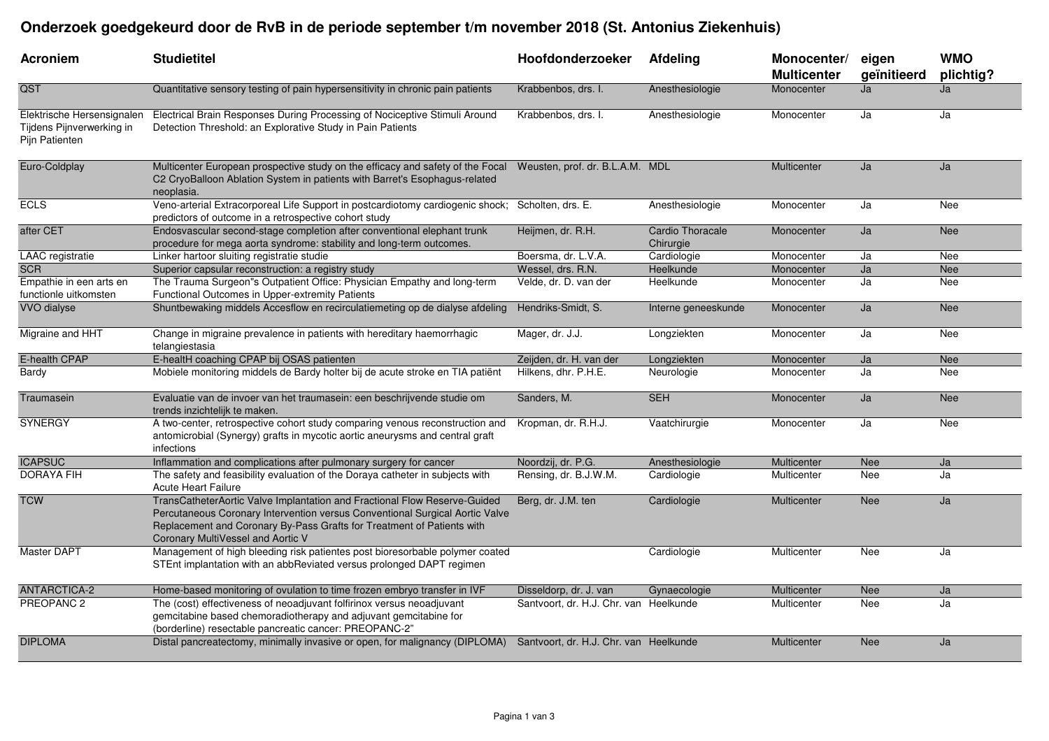# Onderzoek goedgekeurd door de RvB in de periode september t/m november 2018 (St. Antonius Ziekenhuis)

| Acroniem | Studietitel | Hoofdonderzoeker | Afdeling | Monocenter/ Multicenter | eigen geïnitieerd | WMO plichtig? |
|---|---|---|---|---|---|---|
| QST | Quantitative sensory testing of pain hypersensitivity in chronic pain patients | Krabbenbos, drs. I. | Anesthesiologie | Monocenter | Ja | Ja |
| Elektrische Hersensignalen Tijdens Pijnverwerking in Pijn Patienten | Electrical Brain Responses During Processing of Nociceptive Stimuli Around Detection Threshold: an Explorative Study in Pain Patients | Krabbenbos, drs. I. | Anesthesiologie | Monocenter | Ja | Ja |
| Euro-Coldplay | Multicenter European prospective study on the efficacy and safety of the Focal C2 CryoBalloon Ablation System in patients with Barret's Esophagus-related neoplasia. | Weusten, prof. dr. B.L.A.M. | MDL | Multicenter | Ja | Ja |
| ECLS | Veno-arterial Extracorporeal Life Support in postcardiotomy cardiogenic shock; predictors of outcome in a retrospective cohort study | Scholten, drs. E. | Anesthesiologie | Monocenter | Ja | Nee |
| after CET | Endosvascular second-stage completion after conventional elephant trunk procedure for mega aorta syndrome: stability and long-term outcomes. | Heijmen, dr. R.H. | Cardio Thoracale Chirurgie | Monocenter | Ja | Nee |
| LAAC registratie | Linker hartoor sluiting registratie studie | Boersma, dr. L.V.A. | Cardiologie | Monocenter | Ja | Nee |
| SCR | Superior capsular reconstruction: a registry study | Wessel, drs. R.N. | Heelkunde | Monocenter | Ja | Nee |
| Empathie in een arts en functionle uitkomsten | The Trauma Surgeon"s Outpatient Office: Physician Empathy and long-term Functional Outcomes in Upper-extremity Patients | Velde, dr. D. van der | Heelkunde | Monocenter | Ja | Nee |
| VVO dialyse | Shuntbewaking middels Accesflow en recirculatiemeting op de dialyse afdeling | Hendriks-Smidt, S. | Interne geneeskunde | Monocenter | Ja | Nee |
| Migraine and HHT | Change in migraine prevalence in patients with hereditary haemorrhagic telangiestasia | Mager, dr. J.J. | Longziekten | Monocenter | Ja | Nee |
| E-health CPAP | E-healtH coaching CPAP bij OSAS patienten | Zeijden, dr. H. van der | Longziekten | Monocenter | Ja | Nee |
| Bardy | Mobiele monitoring middels de Bardy holter bij de acute stroke en TIA patiënt | Hilkens, dhr. P.H.E. | Neurologie | Monocenter | Ja | Nee |
| Traumasein | Evaluatie van de invoer van het traumasein: een beschrijvende studie om trends inzichtelijk te maken. | Sanders, M. | SEH | Monocenter | Ja | Nee |
| SYNERGY | A two-center, retrospective cohort study comparing venous reconstruction and antimicrobial (Synergy) grafts in mycotic aortic aneurysms and central graft infections | Kropman, dr. R.H.J. | Vaatchirurgie | Monocenter | Ja | Nee |
| ICAPSUC | Inflammation and complications after pulmonary surgery for cancer | Noordzij, dr. P.G. | Anesthesiologie | Multicenter | Nee | Ja |
| DORAYA FIH | The safety and feasibility evaluation of the Doraya catheter in subjects with Acute Heart Failure | Rensing, dr. B.J.W.M. | Cardiologie | Multicenter | Nee | Ja |
| TCW | TransCatheterAortic Valve Implantation and Fractional Flow Reserve-Guided Percutaneous Coronary Intervention versus Conventional Surgical Aortic Valve Replacement and Coronary By-Pass Grafts for Treatment of Patients with Coronary MultiVessel and Aortic V | Berg, dr. J.M. ten | Cardiologie | Multicenter | Nee | Ja |
| Master DAPT | Management of high bleeding risk patientes post bioresorbable polymer coated STEnt implantation with an abbReviated versus prolonged DAPT regimen | | Cardiologie | Multicenter | Nee | Ja |
| ANTARCTICA-2 | Home-based monitoring of ovulation to time frozen embryo transfer in IVF | Disseldorp, dr. J. van | Gynaecologie | Multicenter | Nee | Ja |
| PREOPANC 2 | The (cost) effectiveness of neoadjuvant folfirinox versus neoadjuvant gemcitabine based chemoradiotherapy and adjuvant gemcitabine for (borderline) resectable pancreatic cancer: PREOPANC-2" | Santvoort, dr. H.J. Chr. van | Heelkunde | Multicenter | Nee | Ja |
| DIPLOMA | Distal pancreatectomy, minimally invasive or open, for malignancy (DIPLOMA) | Santvoort, dr. H.J. Chr. van | Heelkunde | Multicenter | Nee | Ja |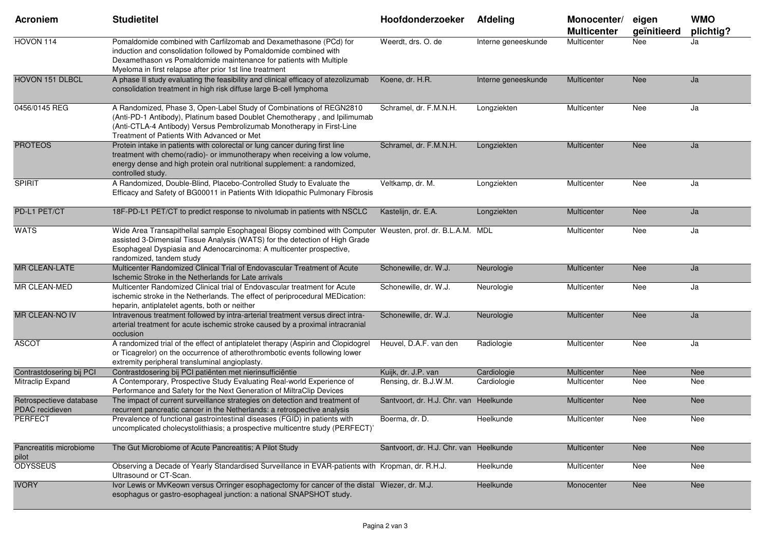| Acroniem | Studietitel | Hoofdonderzoeker | Afdeling | Monocenter/ Multicenter | eigen geïnitieerd | WMO plichtig? |
|---|---|---|---|---|---|---|
| HOVON 114 | Pomaldomide combined with Carfilzomab and Dexamethasone (PCd) for induction and consolidation followed by Pomaldomide combined with Dexamethason vs Pomaldomide maintenance for patients with Multiple Myeloma in first relapse after prior 1st line treatment | Weerdt, drs. O. de | Interne geneeskunde | Multicenter | Nee | Ja |
| HOVON 151 DLBCL | A phase II study evaluating the feasibility and clinical efficacy of atezolizumab consolidation treatment in high risk diffuse large B-cell lymphoma | Koene, dr. H.R. | Interne geneeskunde | Multicenter | Nee | Ja |
| 0456/0145 REG | A Randomized, Phase 3, Open-Label Study of Combinations of REGN2810 (Anti-PD-1 Antibody), Platinum based Doublet Chemotherapy , and Ipilimumab (Anti-CTLA-4 Antibody) Versus Pembrolizumab Monotherapy in First-Line Treatment of Patients With Advanced or Met | Schramel, dr. F.M.N.H. | Longziekten | Multicenter | Nee | Ja |
| PROTEOS | Protein intake in patients with colorectal or lung cancer during first line treatment with chemo(radio)- or immunotherapy when receiving a low volume, energy dense and high protein oral nutritional supplement: a randomized, controlled study. | Schramel, dr. F.M.N.H. | Longziekten | Multicenter | Nee | Ja |
| SPIRIT | A Randomized, Double-Blind, Placebo-Controlled Study to Evaluate the Efficacy and Safety of BG00011 in Patients With Idiopathic Pulmonary Fibrosis | Veltkamp, dr. M. | Longziekten | Multicenter | Nee | Ja |
| PD-L1 PET/CT | 18F-PD-L1 PET/CT to predict response to nivolumab in patients with NSCLC | Kastelijn, dr. E.A. | Longziekten | Multicenter | Nee | Ja |
| WATS | Wide Area Transapithellal sample Esophageal Biopsy combined with Computer assisted 3-Dimensial Tissue Analysis (WATS) for the detection of High Grade Esophageal Dyspiasia and Adenocarcinoma: A multicenter prospective, randomized, tandem study | Weusten, prof. dr. B.L.A.M. | MDL | Multicenter | Nee | Ja |
| MR CLEAN-LATE | Multicenter Randomized Clinical Trial of Endovascular Treatment of Acute Ischemic Stroke in the Netherlands for Late arrivals | Schonewille, dr. W.J. | Neurologie | Multicenter | Nee | Ja |
| MR CLEAN-MED | Multicenter Randomized Clinical trial of Endovascular treatment for Acute ischemic stroke in the Netherlands. The effect of periprocedural MEDication: heparin, antiplatelet agents, both or neither | Schonewille, dr. W.J. | Neurologie | Multicenter | Nee | Ja |
| MR CLEAN-NO IV | Intravenous treatment followed by intra-arterial treatment versus direct intra-arterial treatment for acute ischemic stroke caused by a proximal intracranial occlusion | Schonewille, dr. W.J. | Neurologie | Multicenter | Nee | Ja |
| ASCOT | A randomized trial of the effect of antiplatelet therapy (Aspirin and Clopidogrel or Ticagrelor) on the occurrence of atherothrombotic events following lower extremity peripheral transluminal angioplasty. | Heuvel, D.A.F. van den | Radiologie | Multicenter | Nee | Ja |
| Contrastdosering bij PCI | Contrastdosering bij PCI patiënten met nierinsufficiëntie | Kuijk, dr. J.P. van | Cardiologie | Multicenter | Nee | Nee |
| Mitraclip Expand | A Contemporary, Prospective Study Evaluating Real-world Experience of Performance and Safety for the Next Generation of MiltraClip Devices | Rensing, dr. B.J.W.M. | Cardiologie | Multicenter | Nee | Nee |
| Retrospectieve database PDAC recidieven | The impact of current surveillance strategies on detection and treatment of recurrent pancreatic cancer in the Netherlands: a retrospective analysis | Santvoort, dr. H.J. Chr. van | Heelkunde | Multicenter | Nee | Nee |
| PERFECT | Prevalence of functional gastrointestinal diseases (FGID) in patients with uncomplicated cholecystolithiasis; a prospective multicentre study (PERFECT)' | Boerma, dr. D. | Heelkunde | Multicenter | Nee | Nee |
| Pancreatitis microbiome pilot | The Gut Microbiome of Acute Pancreatitis; A Pilot Study | Santvoort, dr. H.J. Chr. van | Heelkunde | Multicenter | Nee | Nee |
| ODYSSEUS | Observing a Decade of Yearly Standardised Surveillance in EVAR-patients with Ultrasound or CT-Scan. | Kropman, dr. R.H.J. | Heelkunde | Multicenter | Nee | Nee |
| IVORY | Ivor Lewis or MvKeown versus Orringer esophagectomy for cancer of the distal esophagus or gastro-esophageal junction: a national SNAPSHOT study. | Wiezer, dr. M.J. | Heelkunde | Monocenter | Nee | Nee |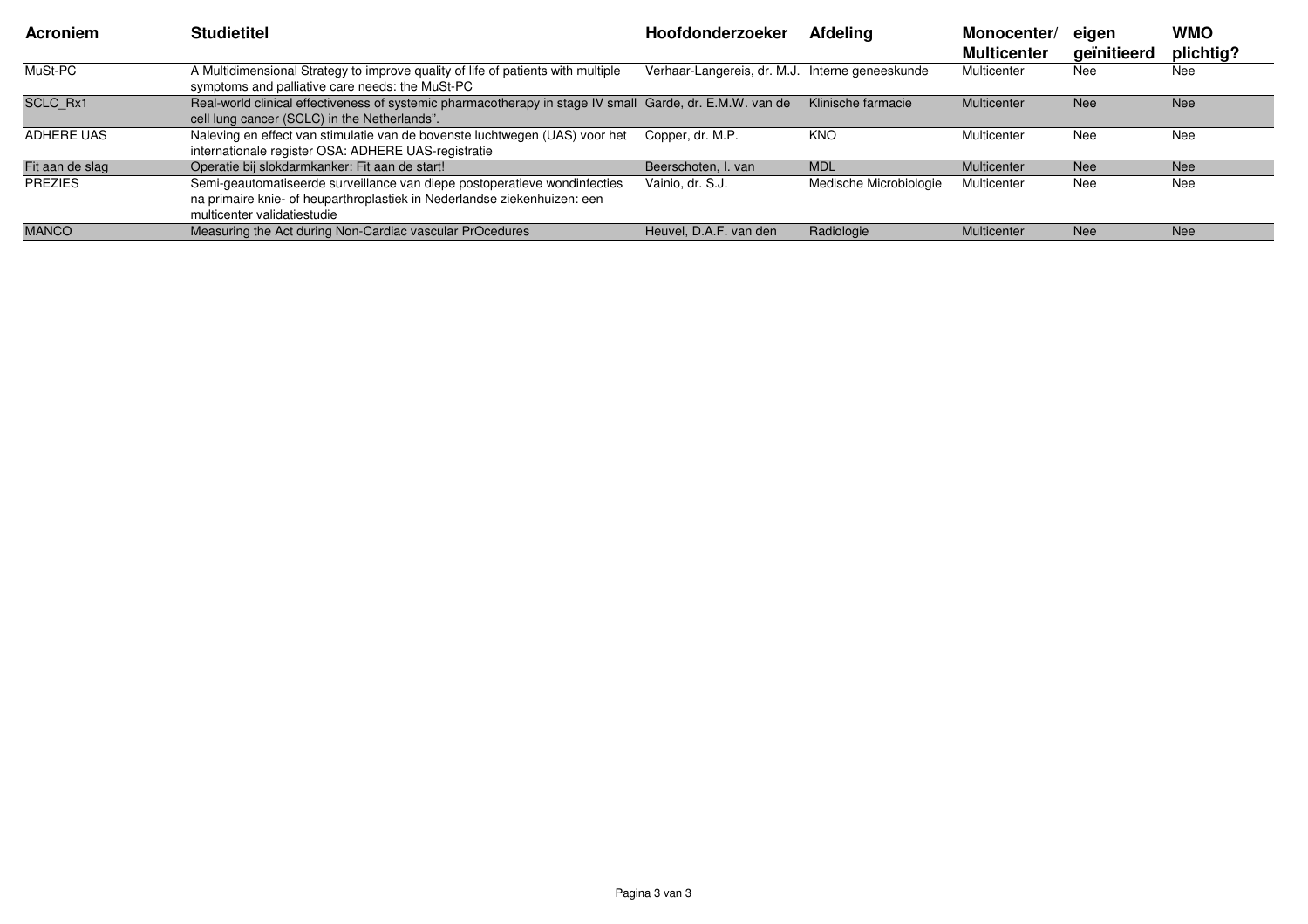| Acroniem | Studietitel | Hoofdonderzoeker | Afdeling | Monocenter/ Multicenter | eigen geïnitieerd | WMO plichtig? |
|---|---|---|---|---|---|---|
| MuSt-PC | A Multidimensional Strategy to improve quality of life of patients with multiple symptoms and palliative care needs: the MuSt-PC | Verhaar-Langereis, dr. M.J. | Interne geneeskunde | Multicenter | Nee | Nee |
| SCLC_Rx1 | Real-world clinical effectiveness of systemic pharmacotherapy in stage IV small cell lung cancer (SCLC) in the Netherlands". | Garde, dr. E.M.W. van de | Klinische farmacie | Multicenter | Nee | Nee |
| ADHERE UAS | Naleving en effect van stimulatie van de bovenste luchtwegen (UAS) voor het internationale register OSA: ADHERE UAS-registratie | Copper, dr. M.P. | KNO | Multicenter | Nee | Nee |
| Fit aan de slag | Operatie bij slokdarmkanker: Fit aan de start! | Beerschoten, I. van | MDL | Multicenter | Nee | Nee |
| PREZIES | Semi-geautomatiseerde surveillance van diepe postoperatieve wondinfecties na primaire knie- of heuparthroplastiek in Nederlandse ziekenhuizen: een multicenter validatiestudie | Vainio, dr. S.J. | Medische Microbiologie | Multicenter | Nee | Nee |
| MANCO | Measuring the Act during Non-Cardiac vascular PrOcedures | Heuvel, D.A.F. van den | Radiologie | Multicenter | Nee | Nee |